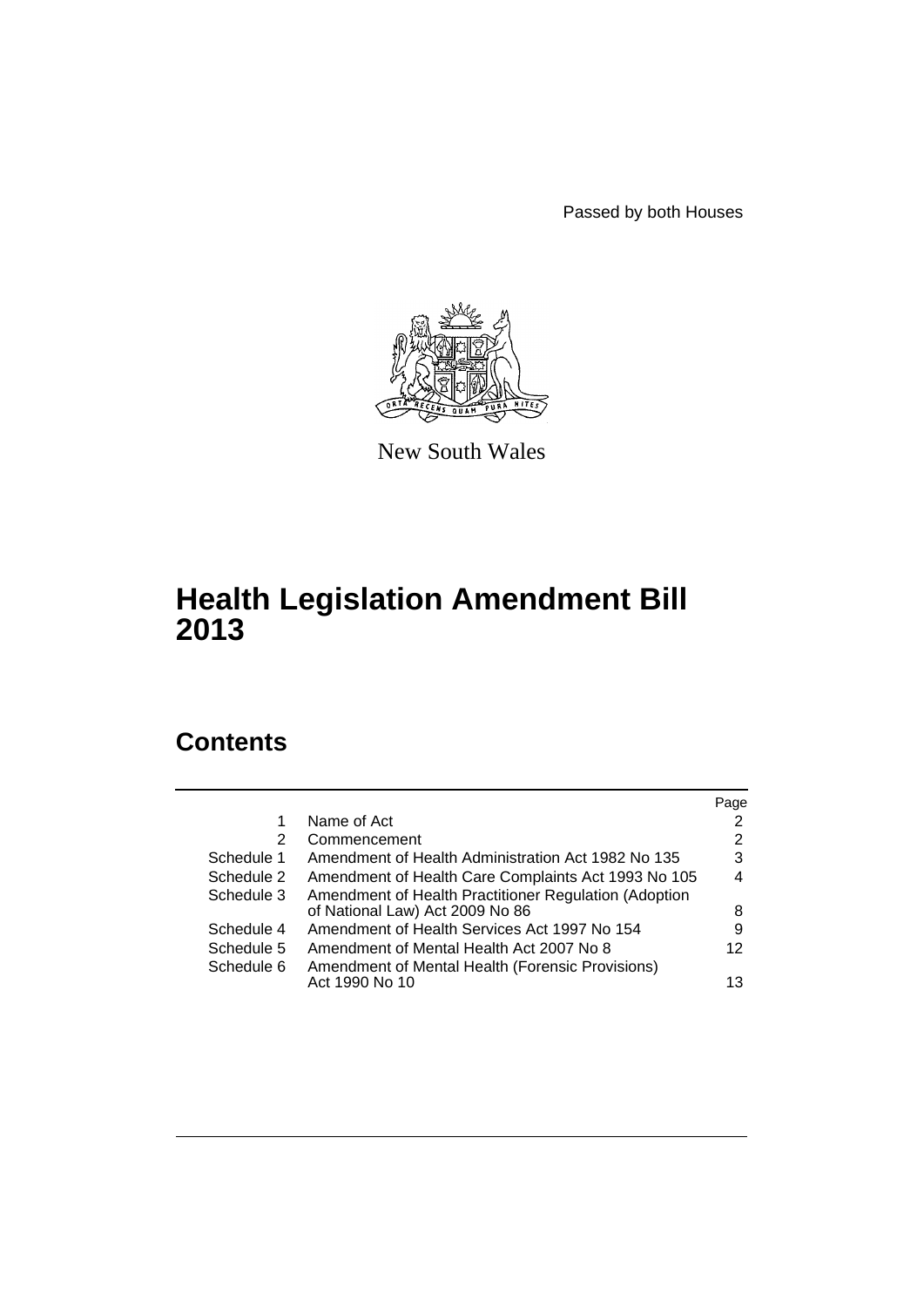Passed by both Houses

New South Wales

# Health Legislation Amendment Bill 2013

## Contents

| | | Page |
|---|---|---|
| 1 | Name of Act | 2 |
| 2 | Commencement | 2 |
| Schedule 1 | Amendment of Health Administration Act 1982 No 135 | 3 |
| Schedule 2 | Amendment of Health Care Complaints Act 1993 No 105 | 4 |
| Schedule 3 | Amendment of Health Practitioner Regulation (Adoption of National Law) Act 2009 No 86 | 8 |
| Schedule 4 | Amendment of Health Services Act 1997 No 154 | 9 |
| Schedule 5 | Amendment of Mental Health Act 2007 No 8 | 12 |
| Schedule 6 | Amendment of Mental Health (Forensic Provisions) Act 1990 No 10 | 13 |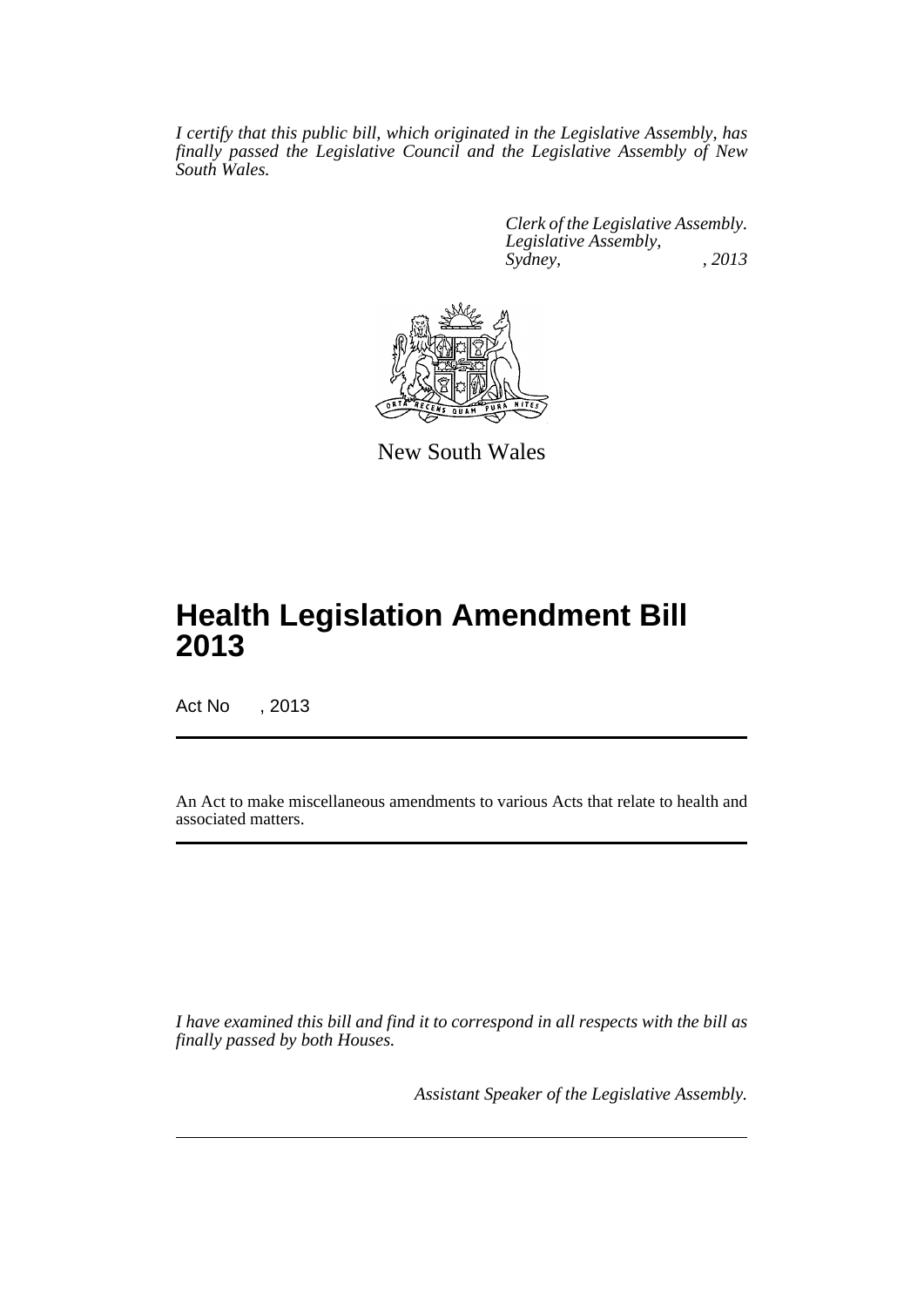*I certify that this public bill, which originated in the Legislative Assembly, has finally passed the Legislative Council and the Legislative Assembly of New South Wales.*

*Clerk of the Legislative Assembly.*
*Legislative Assembly,*
*Sydney, , 2013*

New South Wales

# Health Legislation Amendment Bill 2013

Act No , 2013

An Act to make miscellaneous amendments to various Acts that relate to health and associated matters.

*I have examined this bill and find it to correspond in all respects with the bill as finally passed by both Houses.*

*Assistant Speaker of the Legislative Assembly.*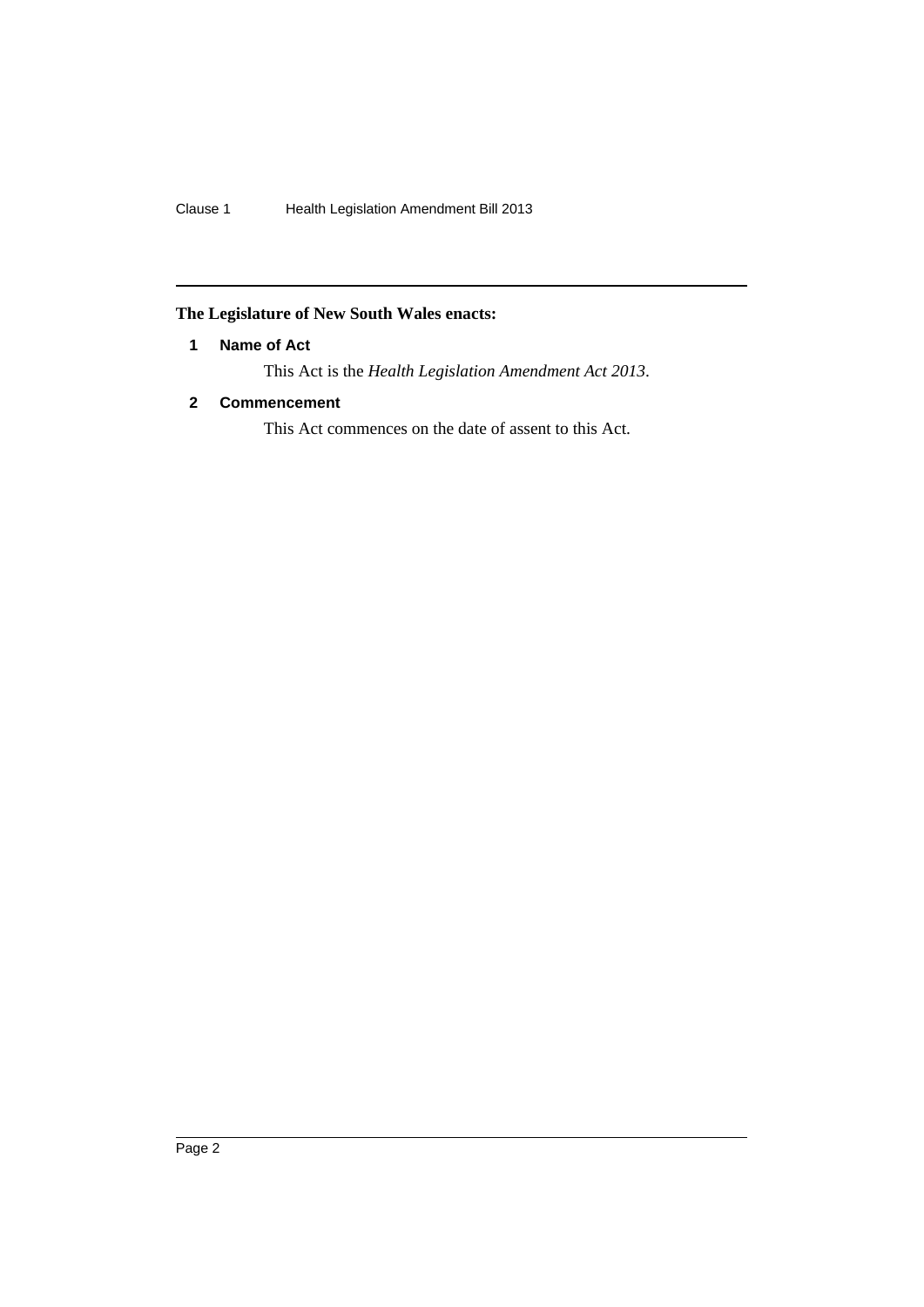**The Legislature of New South Wales enacts:**

### 1 Name of Act

This Act is the *Health Legislation Amendment Act 2013*.

### 2 Commencement

This Act commences on the date of assent to this Act.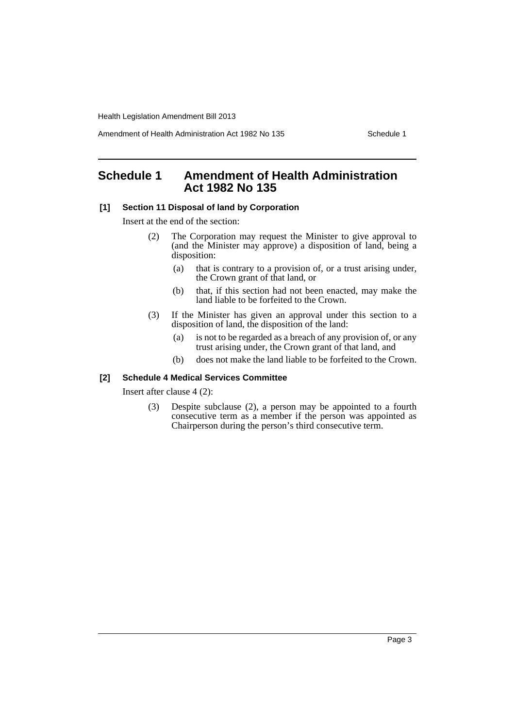## Schedule 1 Amendment of Health Administration Act 1982 No 135

### [1] Section 11 Disposal of land by Corporation

Insert at the end of the section:

(2) The Corporation may request the Minister to give approval to (and the Minister may approve) a disposition of land, being a disposition:

- (a) that is contrary to a provision of, or a trust arising under, the Crown grant of that land, or
- (b) that, if this section had not been enacted, may make the land liable to be forfeited to the Crown.

(3) If the Minister has given an approval under this section to a disposition of land, the disposition of the land:

- (a) is not to be regarded as a breach of any provision of, or any trust arising under, the Crown grant of that land, and
- (b) does not make the land liable to be forfeited to the Crown.

### [2] Schedule 4 Medical Services Committee

Insert after clause 4 (2):

(3) Despite subclause (2), a person may be appointed to a fourth consecutive term as a member if the person was appointed as Chairperson during the person's third consecutive term.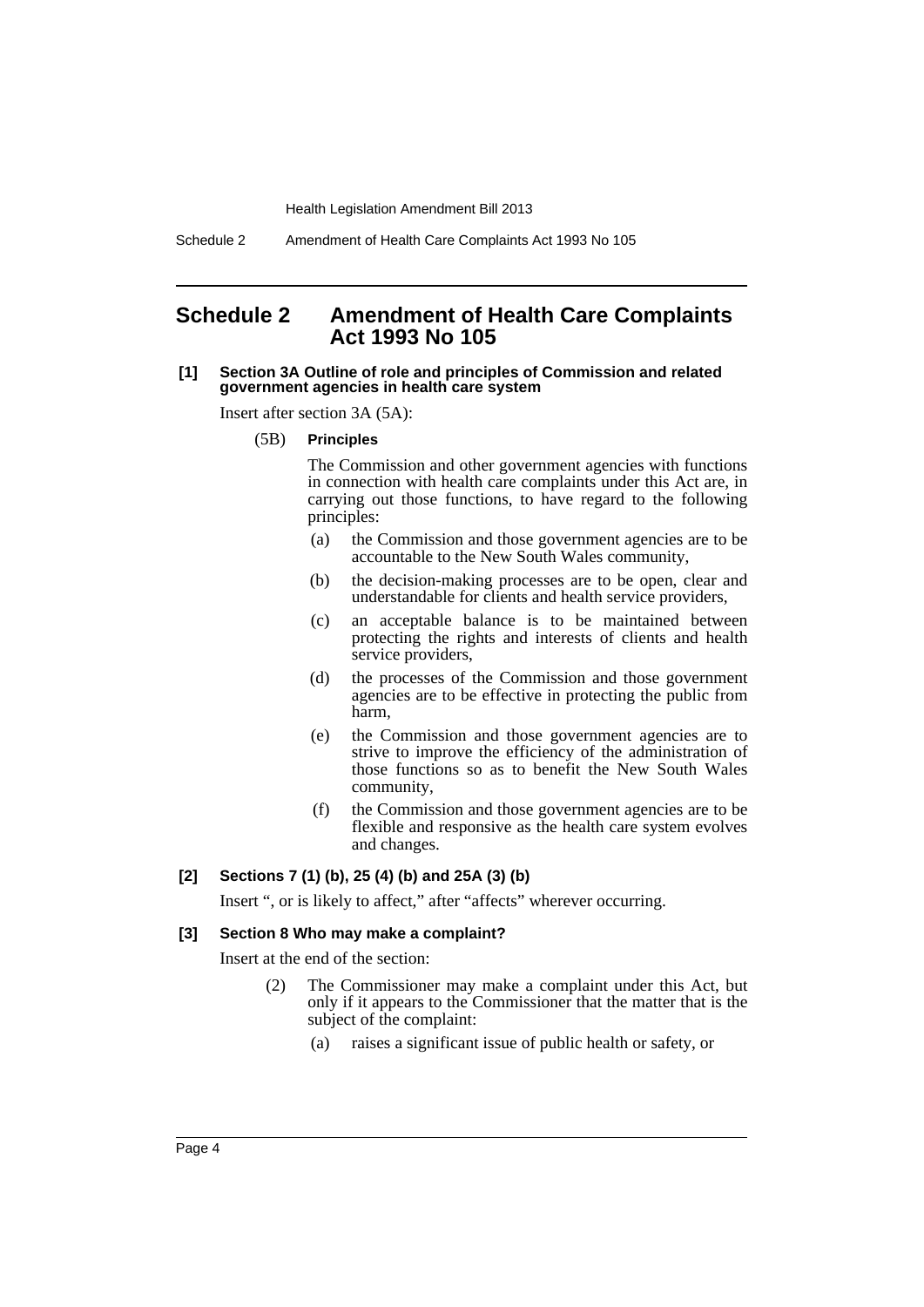## Schedule 2 Amendment of Health Care Complaints Act 1993 No 105

#### [1] Section 3A Outline of role and principles of Commission and related government agencies in health care system

Insert after section 3A (5A):

(5B) **Principles**

The Commission and other government agencies with functions in connection with health care complaints under this Act are, in carrying out those functions, to have regard to the following principles:

- (a) the Commission and those government agencies are to be accountable to the New South Wales community,
- (b) the decision-making processes are to be open, clear and understandable for clients and health service providers,
- (c) an acceptable balance is to be maintained between protecting the rights and interests of clients and health service providers,
- (d) the processes of the Commission and those government agencies are to be effective in protecting the public from harm,
- (e) the Commission and those government agencies are to strive to improve the efficiency of the administration of those functions so as to benefit the New South Wales community,
- (f) the Commission and those government agencies are to be flexible and responsive as the health care system evolves and changes.

#### [2] Sections 7 (1) (b), 25 (4) (b) and 25A (3) (b)

Insert ", or is likely to affect," after "affects" wherever occurring.

#### [3] Section 8 Who may make a complaint?

Insert at the end of the section:

(2) The Commissioner may make a complaint under this Act, but only if it appears to the Commissioner that the matter that is the subject of the complaint:

- (a) raises a significant issue of public health or safety, or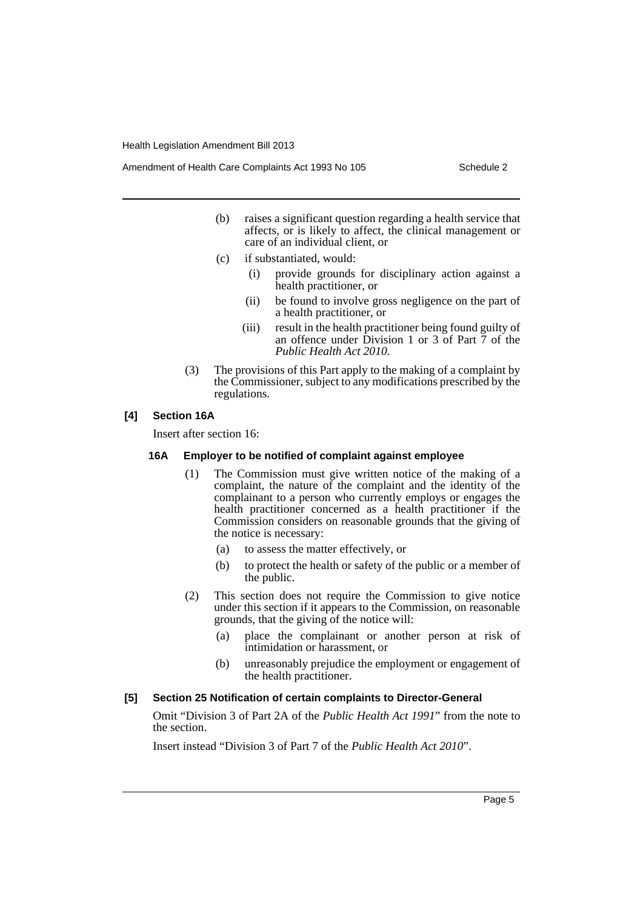(b) raises a significant question regarding a health service that affects, or is likely to affect, the clinical management or care of an individual client, or

(c) if substantiated, would:

(i) provide grounds for disciplinary action against a health practitioner, or

(ii) be found to involve gross negligence on the part of a health practitioner, or

(iii) result in the health practitioner being found guilty of an offence under Division 1 or 3 of Part 7 of the *Public Health Act 2010*.

(3) The provisions of this Part apply to the making of a complaint by the Commissioner, subject to any modifications prescribed by the regulations.

### [4] Section 16A

Insert after section 16:

#### 16A Employer to be notified of complaint against employee

(1) The Commission must give written notice of the making of a complaint, the nature of the complaint and the identity of the complainant to a person who currently employs or engages the health practitioner concerned as a health practitioner if the Commission considers on reasonable grounds that the giving of the notice is necessary:

(a) to assess the matter effectively, or

(b) to protect the health or safety of the public or a member of the public.

(2) This section does not require the Commission to give notice under this section if it appears to the Commission, on reasonable grounds, that the giving of the notice will:

(a) place the complainant or another person at risk of intimidation or harassment, or

(b) unreasonably prejudice the employment or engagement of the health practitioner.

### [5] Section 25 Notification of certain complaints to Director-General

Omit "Division 3 of Part 2A of the *Public Health Act 1991*" from the note to the section.

Insert instead "Division 3 of Part 7 of the *Public Health Act 2010*".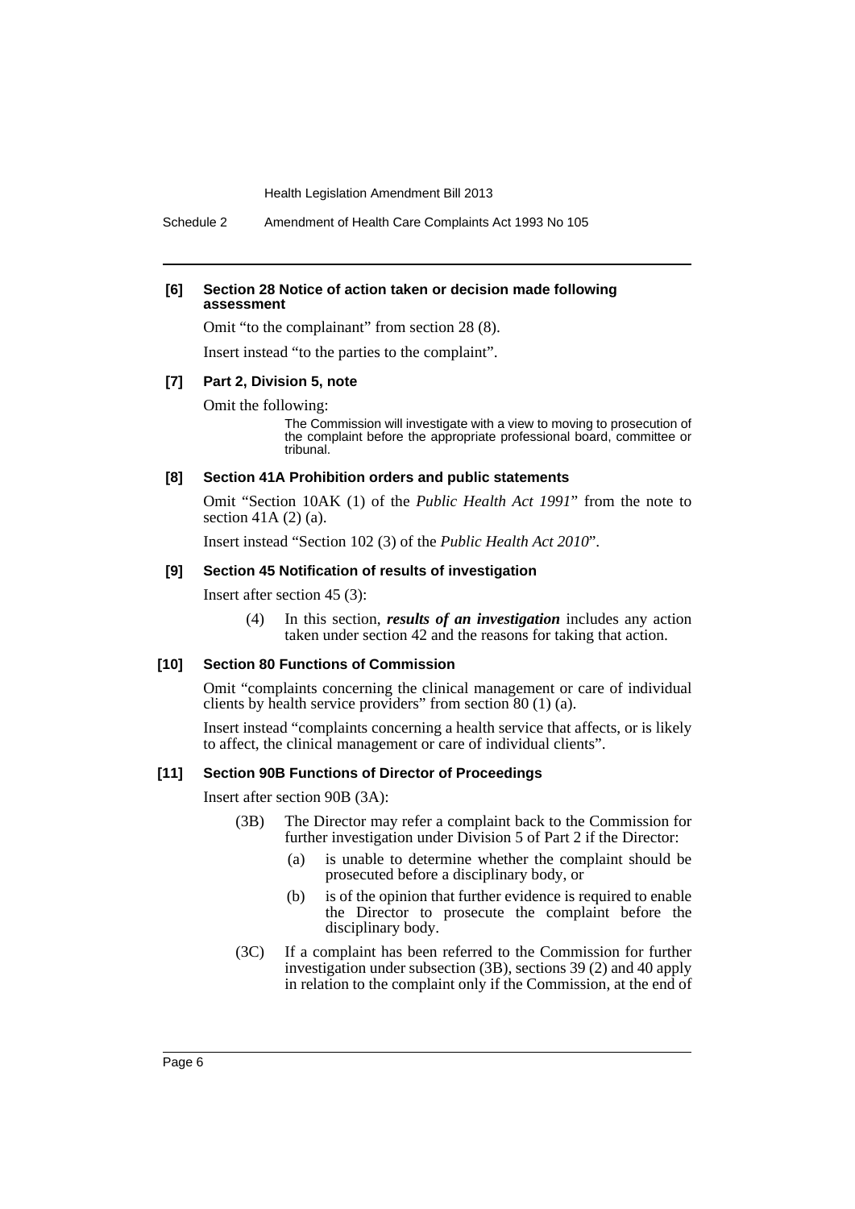#### [6] Section 28 Notice of action taken or decision made following assessment

Omit "to the complainant" from section 28 (8).

Insert instead "to the parties to the complaint".

#### [7] Part 2, Division 5, note

Omit the following:

> The Commission will investigate with a view to moving to prosecution of the complaint before the appropriate professional board, committee or tribunal.

#### [8] Section 41A Prohibition orders and public statements

Omit "Section 10AK (1) of the *Public Health Act 1991*" from the note to section 41A (2) (a).

Insert instead "Section 102 (3) of the *Public Health Act 2010*".

#### [9] Section 45 Notification of results of investigation

Insert after section 45 (3):

> (4) In this section, ***results of an investigation*** includes any action taken under section 42 and the reasons for taking that action.

#### [10] Section 80 Functions of Commission

Omit "complaints concerning the clinical management or care of individual clients by health service providers" from section 80 (1) (a).

Insert instead "complaints concerning a health service that affects, or is likely to affect, the clinical management or care of individual clients".

#### [11] Section 90B Functions of Director of Proceedings

Insert after section 90B (3A):

> (3B) The Director may refer a complaint back to the Commission for further investigation under Division 5 of Part 2 if the Director:
>
> (a) is unable to determine whether the complaint should be prosecuted before a disciplinary body, or
>
> (b) is of the opinion that further evidence is required to enable the Director to prosecute the complaint before the disciplinary body.
>
> (3C) If a complaint has been referred to the Commission for further investigation under subsection (3B), sections 39 (2) and 40 apply in relation to the complaint only if the Commission, at the end of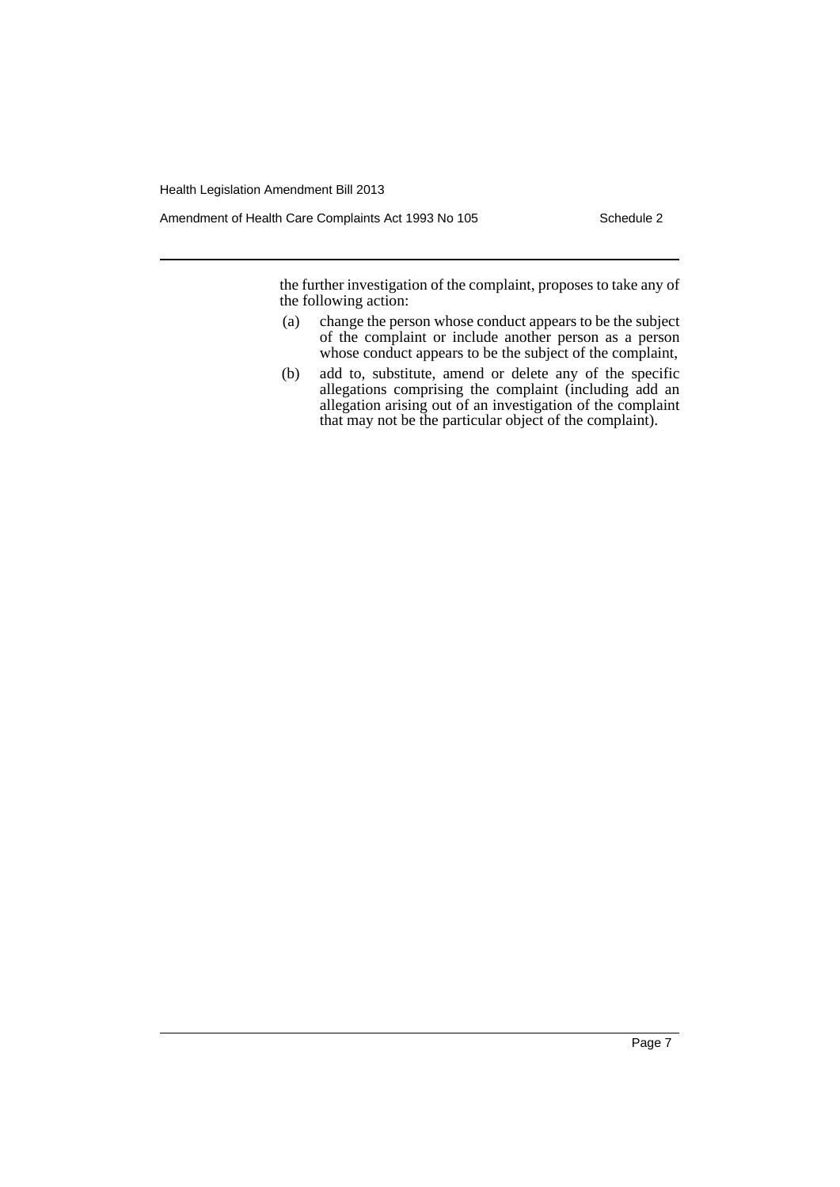the further investigation of the complaint, proposes to take any of the following action:

(a) change the person whose conduct appears to be the subject of the complaint or include another person as a person whose conduct appears to be the subject of the complaint,

(b) add to, substitute, amend or delete any of the specific allegations comprising the complaint (including add an allegation arising out of an investigation of the complaint that may not be the particular object of the complaint).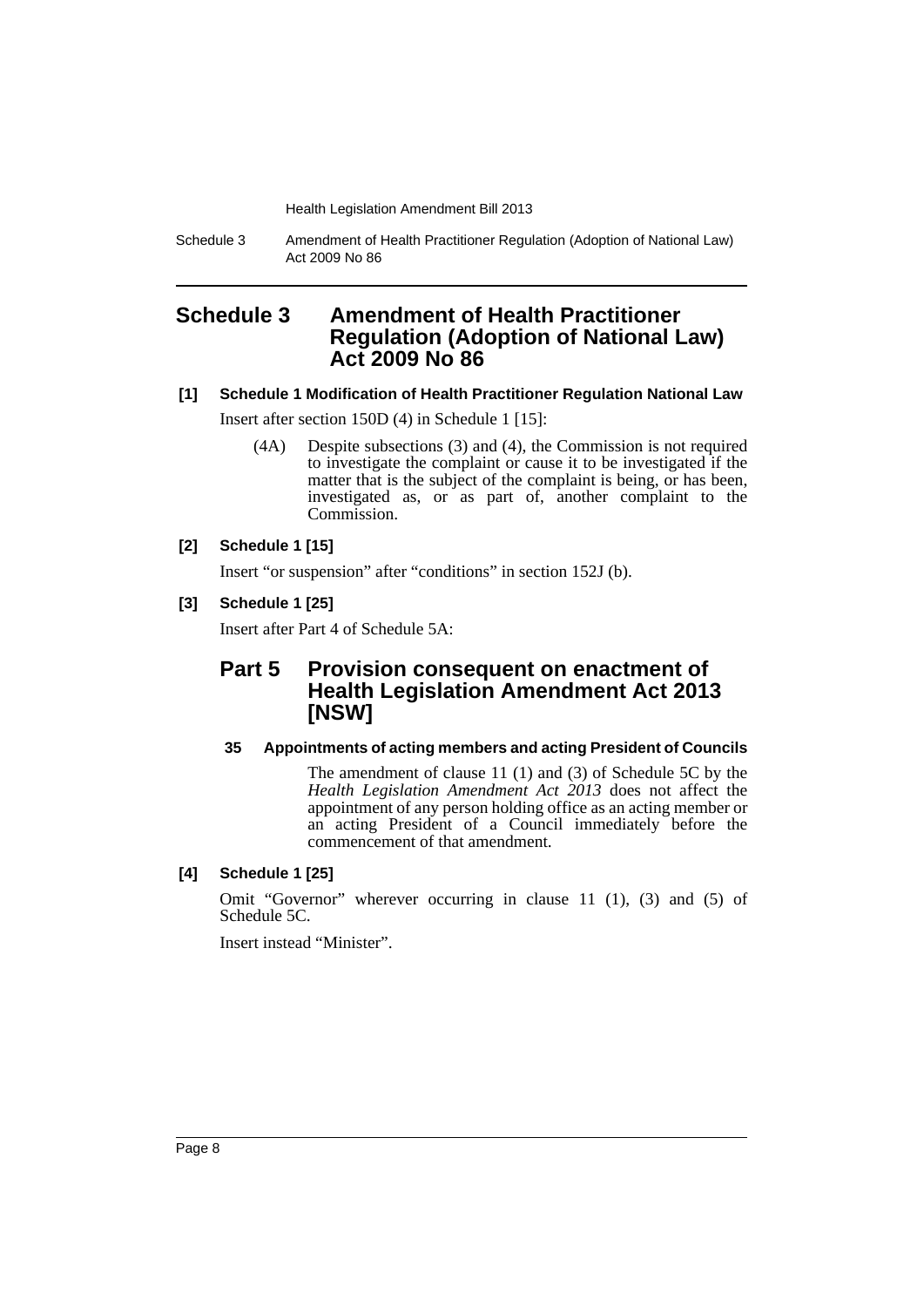# Schedule 3 Amendment of Health Practitioner Regulation (Adoption of National Law) Act 2009 No 86

### [1] Schedule 1 Modification of Health Practitioner Regulation National Law

Insert after section 150D (4) in Schedule 1 [15]:

> (4A) Despite subsections (3) and (4), the Commission is not required to investigate the complaint or cause it to be investigated if the matter that is the subject of the complaint is being, or has been, investigated as, or as part of, another complaint to the Commission.

### [2] Schedule 1 [15]

Insert "or suspension" after "conditions" in section 152J (b).

### [3] Schedule 1 [25]

Insert after Part 4 of Schedule 5A:

> ## Part 5 Provision consequent on enactment of Health Legislation Amendment Act 2013 [NSW]
>
> #### 35 Appointments of acting members and acting President of Councils
>
> The amendment of clause 11 (1) and (3) of Schedule 5C by the *Health Legislation Amendment Act 2013* does not affect the appointment of any person holding office as an acting member or an acting President of a Council immediately before the commencement of that amendment.

### [4] Schedule 1 [25]

Omit "Governor" wherever occurring in clause 11 (1), (3) and (5) of Schedule 5C.

Insert instead "Minister".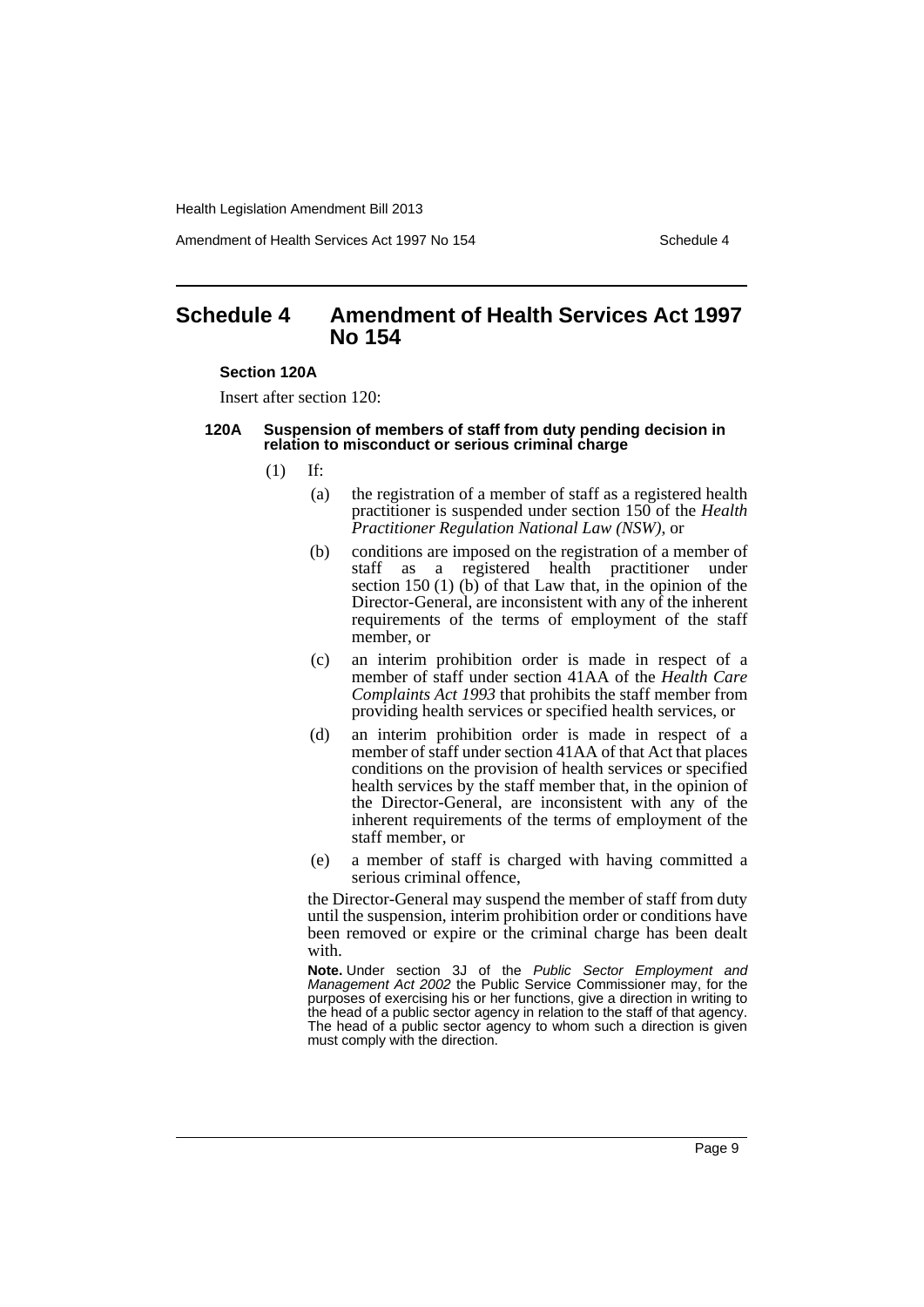# Schedule 4 Amendment of Health Services Act 1997 No 154

**Section 120A**

Insert after section 120:

#### 120A Suspension of members of staff from duty pending decision in relation to misconduct or serious criminal charge

(1) If:

(a) the registration of a member of staff as a registered health practitioner is suspended under section 150 of the *Health Practitioner Regulation National Law (NSW)*, or

(b) conditions are imposed on the registration of a member of staff as a registered health practitioner under section 150 (1) (b) of that Law that, in the opinion of the Director-General, are inconsistent with any of the inherent requirements of the terms of employment of the staff member, or

(c) an interim prohibition order is made in respect of a member of staff under section 41AA of the *Health Care Complaints Act 1993* that prohibits the staff member from providing health services or specified health services, or

(d) an interim prohibition order is made in respect of a member of staff under section 41AA of that Act that places conditions on the provision of health services or specified health services by the staff member that, in the opinion of the Director-General, are inconsistent with any of the inherent requirements of the terms of employment of the staff member, or

(e) a member of staff is charged with having committed a serious criminal offence,

the Director-General may suspend the member of staff from duty until the suspension, interim prohibition order or conditions have been removed or expire or the criminal charge has been dealt with.

**Note.** Under section 3J of the *Public Sector Employment and Management Act 2002* the Public Service Commissioner may, for the purposes of exercising his or her functions, give a direction in writing to the head of a public sector agency in relation to the staff of that agency. The head of a public sector agency to whom such a direction is given must comply with the direction.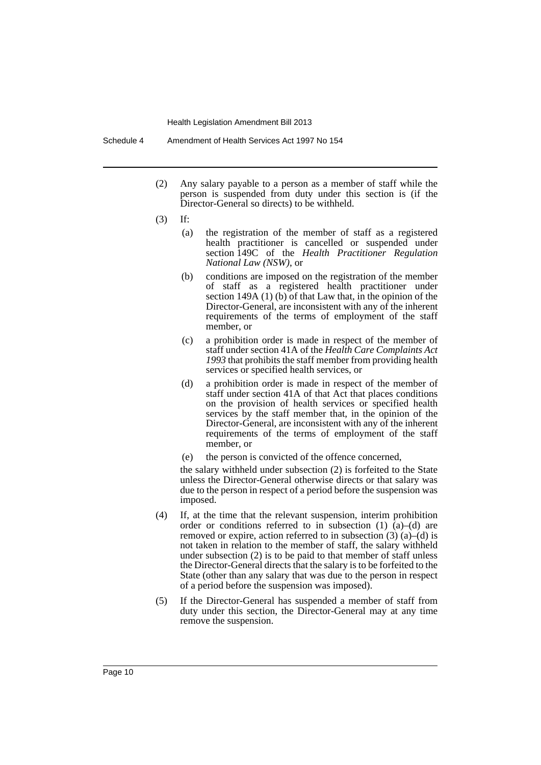(2) Any salary payable to a person as a member of staff while the person is suspended from duty under this section is (if the Director-General so directs) to be withheld.

(3) If:

   (a) the registration of the member of staff as a registered health practitioner is cancelled or suspended under section 149C of the *Health Practitioner Regulation National Law (NSW)*, or

   (b) conditions are imposed on the registration of the member of staff as a registered health practitioner under section 149A (1) (b) of that Law that, in the opinion of the Director-General, are inconsistent with any of the inherent requirements of the terms of employment of the staff member, or

   (c) a prohibition order is made in respect of the member of staff under section 41A of the *Health Care Complaints Act 1993* that prohibits the staff member from providing health services or specified health services, or

   (d) a prohibition order is made in respect of the member of staff under section 41A of that Act that places conditions on the provision of health services or specified health services by the staff member that, in the opinion of the Director-General, are inconsistent with any of the inherent requirements of the terms of employment of the staff member, or

   (e) the person is convicted of the offence concerned,

   the salary withheld under subsection (2) is forfeited to the State unless the Director-General otherwise directs or that salary was due to the person in respect of a period before the suspension was imposed.

(4) If, at the time that the relevant suspension, interim prohibition order or conditions referred to in subsection (1) (a)–(d) are removed or expire, action referred to in subsection (3) (a)–(d) is not taken in relation to the member of staff, the salary withheld under subsection (2) is to be paid to that member of staff unless the Director-General directs that the salary is to be forfeited to the State (other than any salary that was due to the person in respect of a period before the suspension was imposed).

(5) If the Director-General has suspended a member of staff from duty under this section, the Director-General may at any time remove the suspension.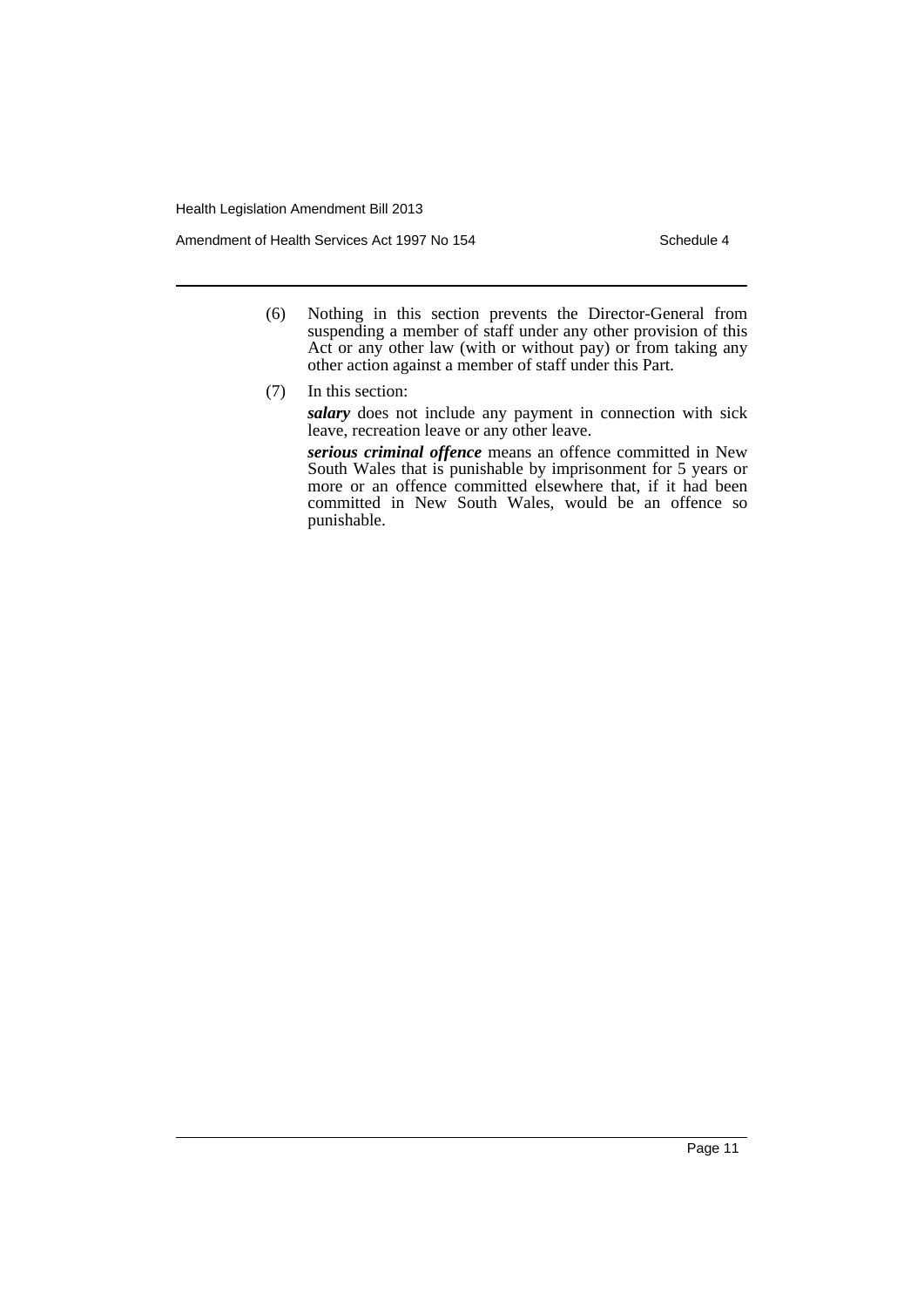(6) Nothing in this section prevents the Director-General from suspending a member of staff under any other provision of this Act or any other law (with or without pay) or from taking any other action against a member of staff under this Part.

(7) In this section:

***salary*** does not include any payment in connection with sick leave, recreation leave or any other leave.

***serious criminal offence*** means an offence committed in New South Wales that is punishable by imprisonment for 5 years or more or an offence committed elsewhere that, if it had been committed in New South Wales, would be an offence so punishable.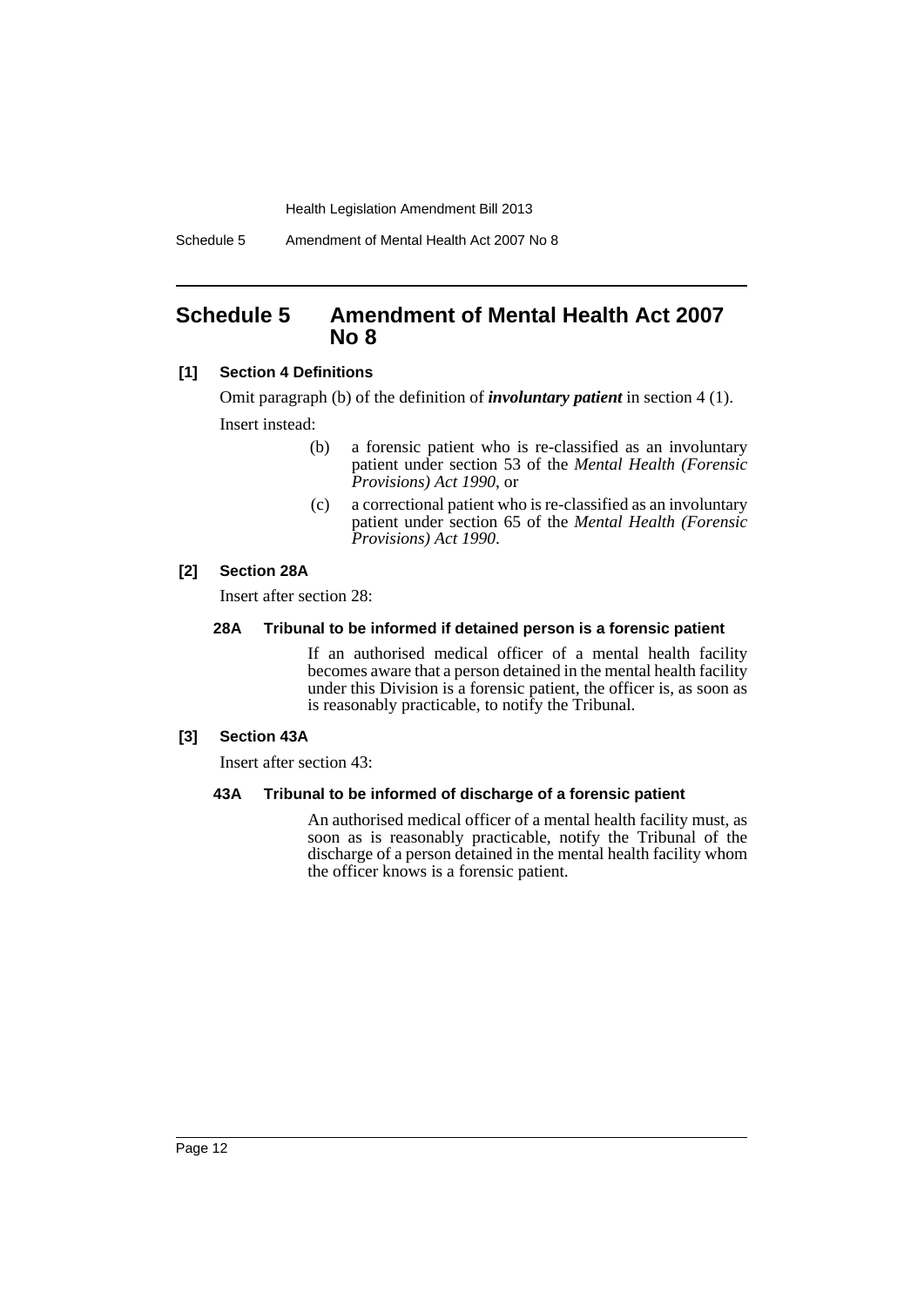## Schedule 5 Amendment of Mental Health Act 2007 No 8

**[1] Section 4 Definitions**

Omit paragraph (b) of the definition of ***involuntary patient*** in section 4 (1).

Insert instead:

> (b) a forensic patient who is re-classified as an involuntary patient under section 53 of the *Mental Health (Forensic Provisions) Act 1990*, or
>
> (c) a correctional patient who is re-classified as an involuntary patient under section 65 of the *Mental Health (Forensic Provisions) Act 1990*.

**[2] Section 28A**

Insert after section 28:

**28A Tribunal to be informed if detained person is a forensic patient**

> If an authorised medical officer of a mental health facility becomes aware that a person detained in the mental health facility under this Division is a forensic patient, the officer is, as soon as is reasonably practicable, to notify the Tribunal.

**[3] Section 43A**

Insert after section 43:

**43A Tribunal to be informed of discharge of a forensic patient**

> An authorised medical officer of a mental health facility must, as soon as is reasonably practicable, notify the Tribunal of the discharge of a person detained in the mental health facility whom the officer knows is a forensic patient.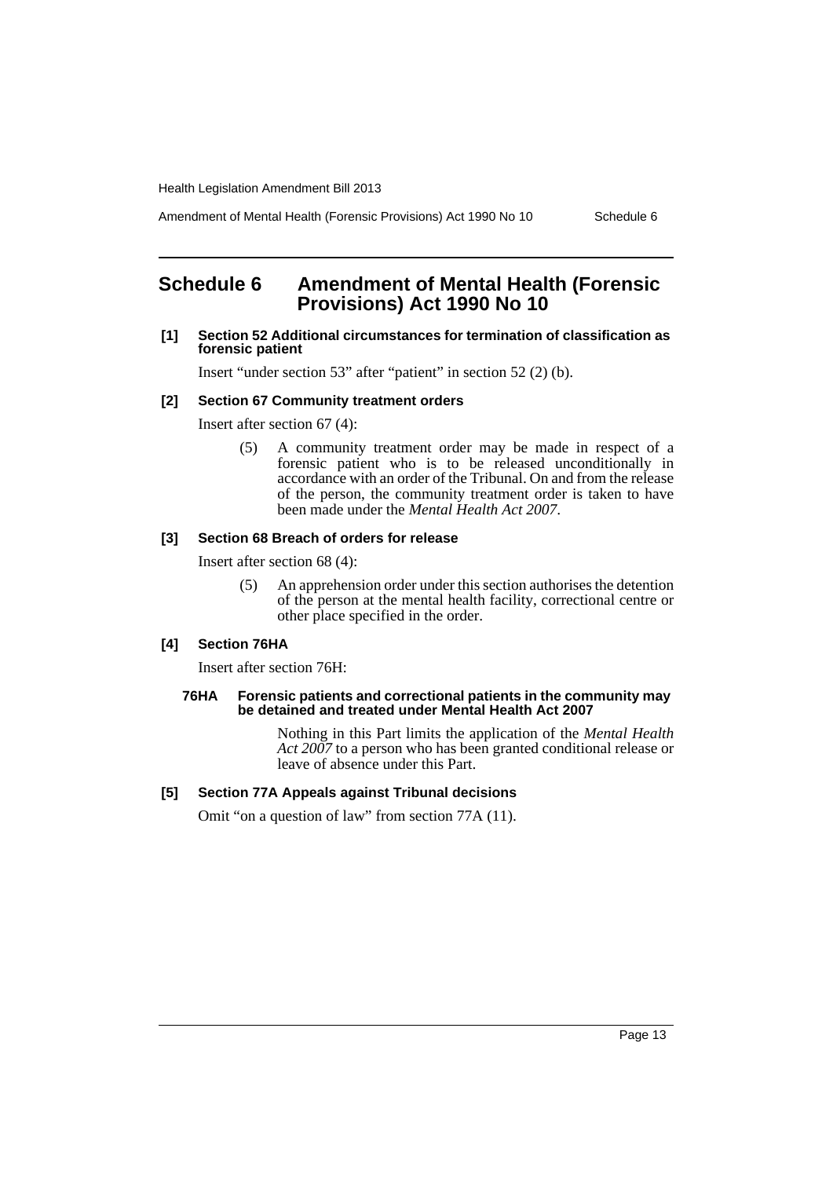# Schedule 6 Amendment of Mental Health (Forensic Provisions) Act 1990 No 10

**[1] Section 52 Additional circumstances for termination of classification as forensic patient**

Insert "under section 53" after "patient" in section 52 (2) (b).

**[2] Section 67 Community treatment orders**

Insert after section 67 (4):

> (5) A community treatment order may be made in respect of a forensic patient who is to be released unconditionally in accordance with an order of the Tribunal. On and from the release of the person, the community treatment order is taken to have been made under the *Mental Health Act 2007*.

**[3] Section 68 Breach of orders for release**

Insert after section 68 (4):

> (5) An apprehension order under this section authorises the detention of the person at the mental health facility, correctional centre or other place specified in the order.

**[4] Section 76HA**

Insert after section 76H:

> **76HA Forensic patients and correctional patients in the community may be detained and treated under Mental Health Act 2007**
>
> Nothing in this Part limits the application of the *Mental Health Act 2007* to a person who has been granted conditional release or leave of absence under this Part.

**[5] Section 77A Appeals against Tribunal decisions**

Omit "on a question of law" from section 77A (11).